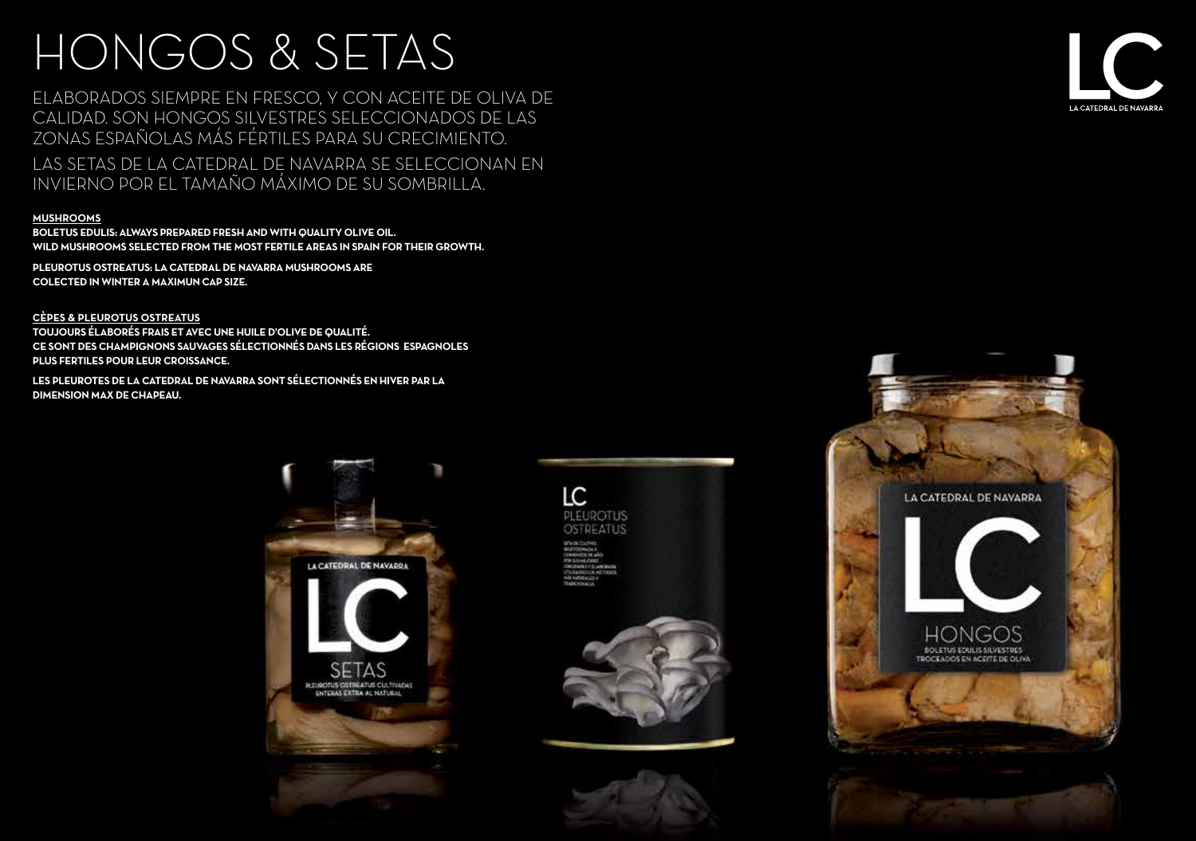# HONGOS & SETAS

ELABORADOS SIEMPRE EN FRESCO, Y CON ACEITE DE OLIVA DE CALIDAD. SON HONGOS SILVESTRES SELECCIONADOS DE LAS ZONAS ESPAÑOLAS MÁS FÉRTILES PARA SU CRECIMIENTO.

LAS SETAS DE LA CATEDRAL DE NAVARRA SE SELECCIONAN EN INVIERNO POR EL TAMAÑO MÁXIMO DE SU SOMBRILLA.

**MUSHROOMS**

**BOLETUS EDULIS: ALWAYS PREPARED FRESH AND WITH QUALITY OLIVE OIL. WILD MUSHROOMS SELECTED FROM THE MOST FERTILE AREAS IN SPAIN FOR THEIR GROWTH.**

**PLEUROTUS OSTREATUS: LA CATEDRAL DE NAVARRA MUSHROOMS ARE COLECTED IN WINTER A MAXIMUN CAP SIZE.**

**CÈPES & PLEUROTUS OSTREATUS**

**TOUJOURS ÉLABORÉS FRAIS ET AVEC UNE HUILE D'OLIVE DE QUALITÉ. CE SONT DES CHAMPIGNONS SAUVAGES SÉLECTIONNÉS DANS LES RÉGIONS ESPAGNOLES PLUS FERTILES POUR LEUR CROISSANCE.**

**LES PLEUROTES DE LA CATEDRAL DE NAVARRA SONT SÉLECTIONNÉS EN HIVER PAR LA DIMENSION MAX DE CHAPEAU.**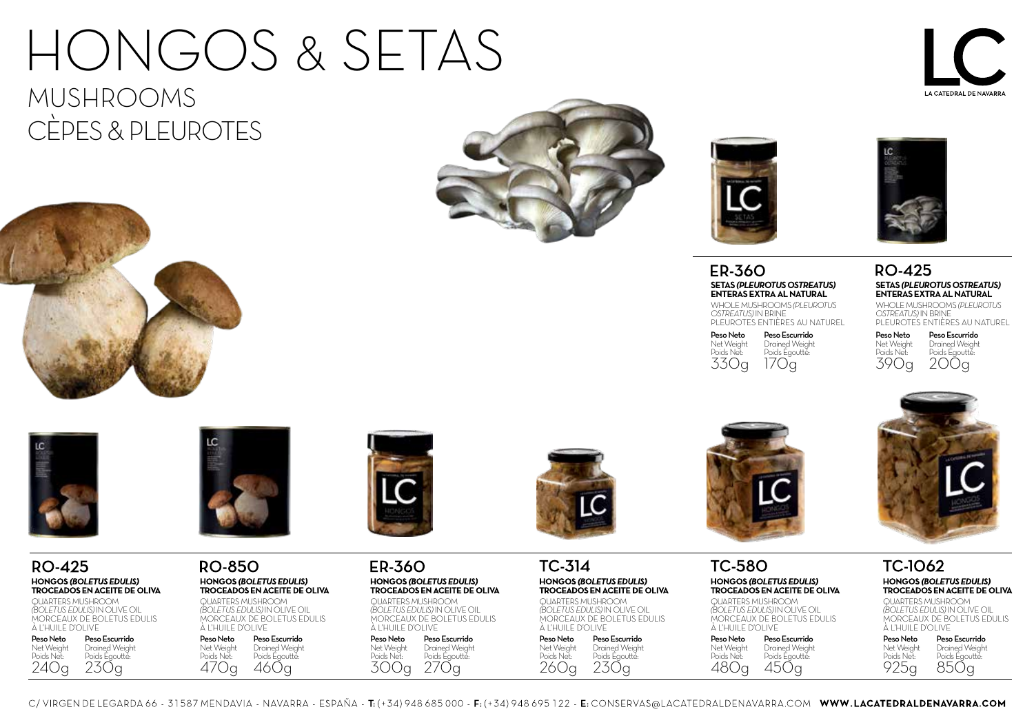# HONGOS & SETAS

## MUSHROOMS
## CÈPES & PLEUROTES

LA CATEDRAL DE NAVARRA

### ER-360

**SETAS *(PLEUROTUS OSTREATUS)* ENTERAS EXTRA AL NATURAL**

WHOLE MUSHROOMS *(PLEUROTUS OSTREATUS)* IN BRINE
PLEUROTES ENTIÈRES AU NATUREL

| Peso Neto / Net Weight / Poids Net: | Peso Escurrido / Drained Weight / Poids Égoutté: |
|---|---|
| 330g | 170g |

### RO-425

**SETAS *(PLEUROTUS OSTREATUS)* ENTERAS EXTRA AL NATURAL**

WHOLE MUSHROOMS *(PLEUROTUS OSTREATUS)* IN BRINE
PLEUROTES ENTIÈRES AU NATUREL

| Peso Neto / Net Weight / Poids Net: | Peso Escurrido / Drained Weight / Poids Égoutté: |
|---|---|
| 390g | 200g |

### RO-425

**HONGOS *(BOLETUS EDULIS)* TROCEADOS EN ACEITE DE OLIVA**

QUARTERS MUSHROOM *(BOLETUS EDULIS)* IN OLIVE OIL
MORCEAUX DE BOLETUS EDULIS À L'HUILE D'OLIVE

| Peso Neto / Net Weight / Poids Net: | Peso Escurrido / Drained Weight / Poids Égoutté: |
|---|---|
| 240g | 230g |

### RO-850

**HONGOS *(BOLETUS EDULIS)* TROCEADOS EN ACEITE DE OLIVA**

QUARTERS MUSHROOM *(BOLETUS EDULIS)* IN OLIVE OIL
MORCEAUX DE BOLETUS EDULIS À L'HUILE D'OLIVE

| Peso Neto / Net Weight / Poids Net: | Peso Escurrido / Drained Weight / Poids Égoutté: |
|---|---|
| 470g | 460g |

### ER-360

**HONGOS *(BOLETUS EDULIS)* TROCEADOS EN ACEITE DE OLIVA**

QUARTERS MUSHROOM *(BOLETUS EDULIS)* IN OLIVE OIL
MORCEAUX DE BOLETUS EDULIS À L'HUILE D'OLIVE

| Peso Neto / Net Weight / Poids Net: | Peso Escurrido / Drained Weight / Poids Égoutté: |
|---|---|
| 300g | 270g |

### TC-314

**HONGOS *(BOLETUS EDULIS)* TROCEADOS EN ACEITE DE OLIVA**

QUARTERS MUSHROOM *(BOLETUS EDULIS)* IN OLIVE OIL
MORCEAUX DE BOLETUS EDULIS À L'HUILE D'OLIVE

| Peso Neto / Net Weight / Poids Net: | Peso Escurrido / Drained Weight / Poids Égoutté: |
|---|---|
| 260g | 230g |

### TC-580

**HONGOS *(BOLETUS EDULIS)* TROCEADOS EN ACEITE DE OLIVA**

QUARTERS MUSHROOM *(BOLETUS EDULIS)* IN OLIVE OIL
MORCEAUX DE BOLETUS EDULIS À L'HUILE D'OLIVE

| Peso Neto / Net Weight / Poids Net: | Peso Escurrido / Drained Weight / Poids Égoutté: |
|---|---|
| 480g | 450g |

### TC-1062

**HONGOS *(BOLETUS EDULIS)* TROCEADOS EN ACEITE DE OLIVA**

QUARTERS MUSHROOM *(BOLETUS EDULIS)* IN OLIVE OIL
MORCEAUX DE BOLETUS EDULIS À L'HUILE D'OLIVE

| Peso Neto / Net Weight / Poids Net: | Peso Escurrido / Drained Weight / Poids Égoutté: |
|---|---|
| 925g | 850g |

C/ VIRGEN DE LEGARDA 66 - 31587 MENDAVIA - NAVARRA - ESPAÑA - **T:** (+34) 948 685 000 - **F:** (+34) 948 695 122 - **E:** CONSERVAS@LACATEDRALDENAVARRA.COM **WWW.LACATEDRALDENAVARRA.COM**